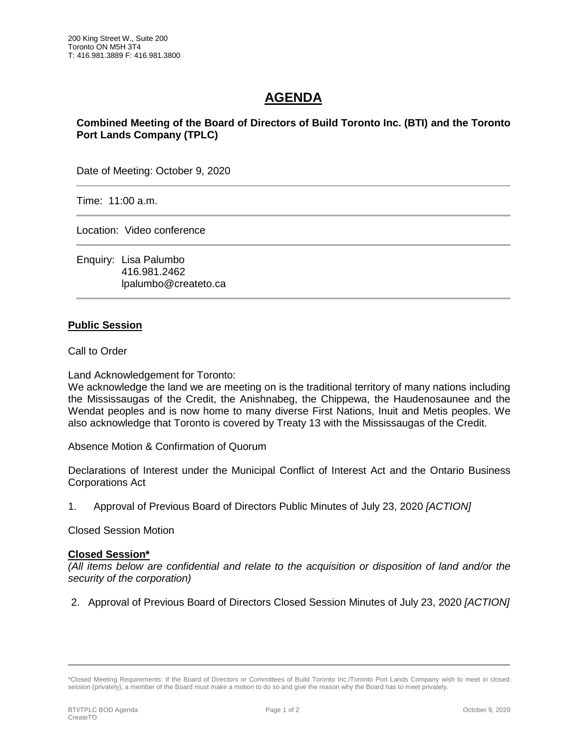200 King Street W., Suite 200
Toronto ON M5H 3T4
T: 416.981.3889 F: 416.981.3800

# AGENDA

**Combined Meeting of the Board of Directors of Build Toronto Inc. (BTI) and the Toronto Port Lands Company (TPLC)**

Date of Meeting: October 9, 2020

Time: 11:00 a.m.

Location: Video conference

Enquiry: Lisa Palumbo
416.981.2462
lpalumbo@createto.ca

## Public Session

Call to Order

Land Acknowledgement for Toronto:
We acknowledge the land we are meeting on is the traditional territory of many nations including the Mississaugas of the Credit, the Anishnabeg, the Chippewa, the Haudenosaunee and the Wendat peoples and is now home to many diverse First Nations, Inuit and Metis peoples. We also acknowledge that Toronto is covered by Treaty 13 with the Mississaugas of the Credit.

Absence Motion & Confirmation of Quorum

Declarations of Interest under the Municipal Conflict of Interest Act and the Ontario Business Corporations Act

1. Approval of Previous Board of Directors Public Minutes of July 23, 2020 *[ACTION]*

Closed Session Motion

## Closed Session*

*(All items below are confidential and relate to the acquisition or disposition of land and/or the security of the corporation)*

2. Approval of Previous Board of Directors Closed Session Minutes of July 23, 2020 *[ACTION]*

---

*Closed Meeting Requirements: If the Board of Directors or Committees of Build Toronto Inc./Toronto Port Lands Company wish to meet in closed session (privately), a member of the Board must make a motion to do so and give the reason why the Board has to meet privately.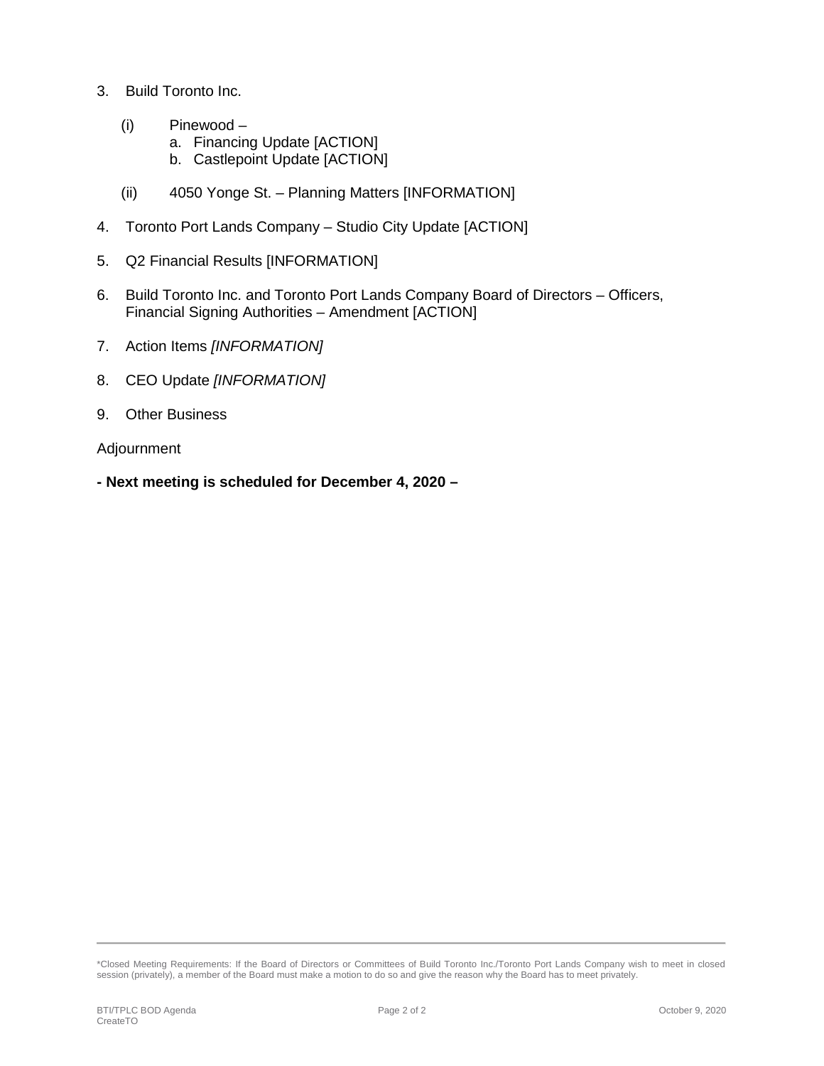3. Build Toronto Inc.

   (i) Pinewood –
      a. Financing Update [ACTION]
      b. Castlepoint Update [ACTION]

   (ii) 4050 Yonge St. – Planning Matters [INFORMATION]

4. Toronto Port Lands Company – Studio City Update [ACTION]

5. Q2 Financial Results [INFORMATION]

6. Build Toronto Inc. and Toronto Port Lands Company Board of Directors – Officers, Financial Signing Authorities – Amendment [ACTION]

7. Action Items *[INFORMATION]*

8. CEO Update *[INFORMATION]*

9. Other Business

Adjournment

**- Next meeting is scheduled for December 4, 2020 –**

*Closed Meeting Requirements: If the Board of Directors or Committees of Build Toronto Inc./Toronto Port Lands Company wish to meet in closed session (privately), a member of the Board must make a motion to do so and give the reason why the Board has to meet privately.